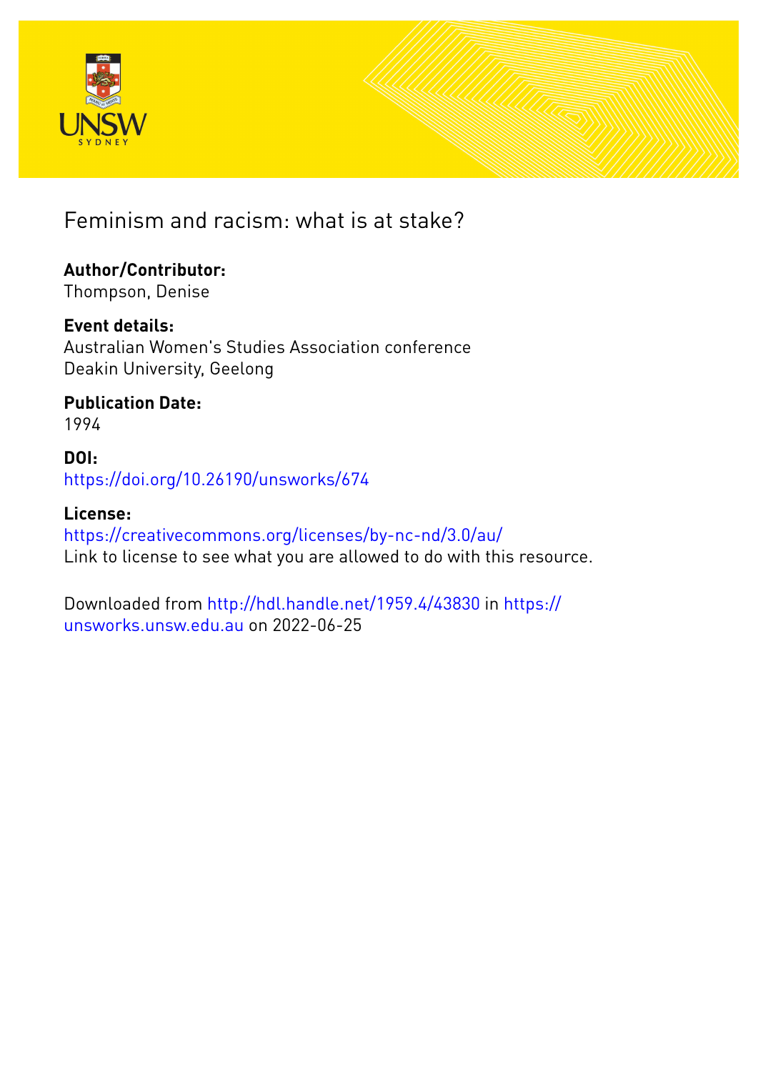# Feminism and racism: what is at stake?

**Author/Contributor:**
Thompson, Denise

**Event details:**
Australian Women's Studies Association conference
Deakin University, Geelong

**Publication Date:**
1994

**DOI:**
https://doi.org/10.26190/unsworks/674

**License:**
https://creativecommons.org/licenses/by-nc-nd/3.0/au/
Link to license to see what you are allowed to do with this resource.

Downloaded from http://hdl.handle.net/1959.4/43830 in https://unsworks.unsw.edu.au on 2022-06-25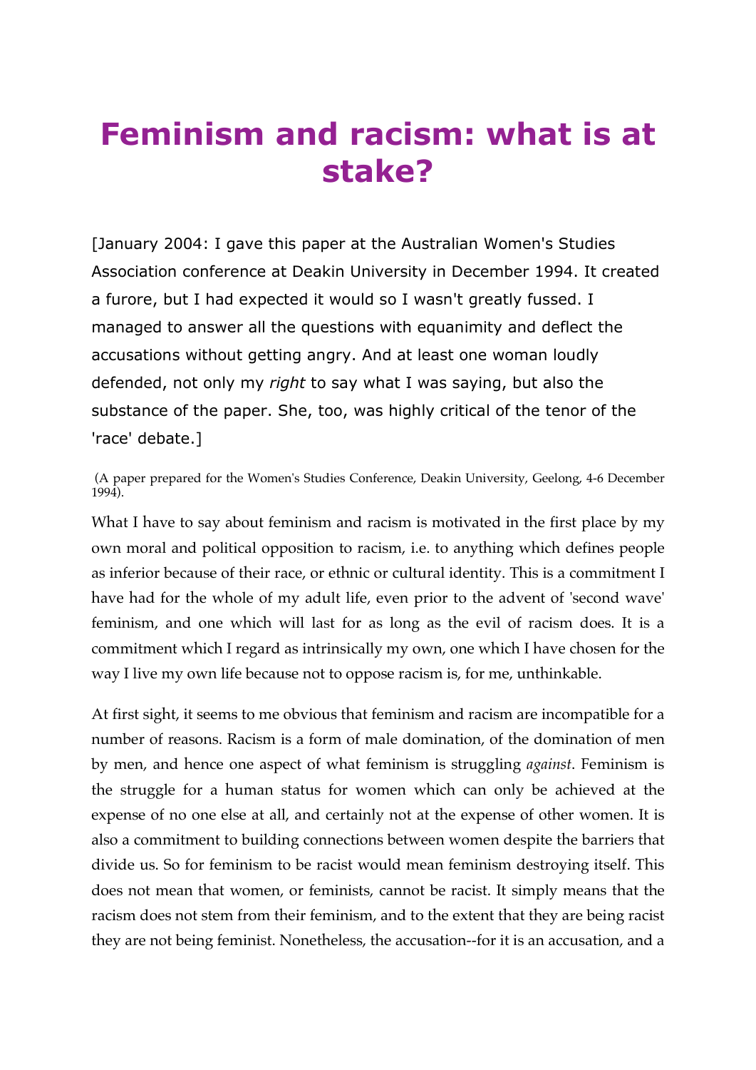# Feminism and racism: what is at stake?

[January 2004: I gave this paper at the Australian Women's Studies Association conference at Deakin University in December 1994. It created a furore, but I had expected it would so I wasn't greatly fussed. I managed to answer all the questions with equanimity and deflect the accusations without getting angry. And at least one woman loudly defended, not only my *right* to say what I was saying, but also the substance of the paper. She, too, was highly critical of the tenor of the 'race' debate.]

(A paper prepared for the Women's Studies Conference, Deakin University, Geelong, 4-6 December 1994).

What I have to say about feminism and racism is motivated in the first place by my own moral and political opposition to racism, i.e. to anything which defines people as inferior because of their race, or ethnic or cultural identity. This is a commitment I have had for the whole of my adult life, even prior to the advent of 'second wave' feminism, and one which will last for as long as the evil of racism does. It is a commitment which I regard as intrinsically my own, one which I have chosen for the way I live my own life because not to oppose racism is, for me, unthinkable.

At first sight, it seems to me obvious that feminism and racism are incompatible for a number of reasons. Racism is a form of male domination, of the domination of men by men, and hence one aspect of what feminism is struggling *against*. Feminism is the struggle for a human status for women which can only be achieved at the expense of no one else at all, and certainly not at the expense of other women. It is also a commitment to building connections between women despite the barriers that divide us. So for feminism to be racist would mean feminism destroying itself. This does not mean that women, or feminists, cannot be racist. It simply means that the racism does not stem from their feminism, and to the extent that they are being racist they are not being feminist. Nonetheless, the accusation--for it is an accusation, and a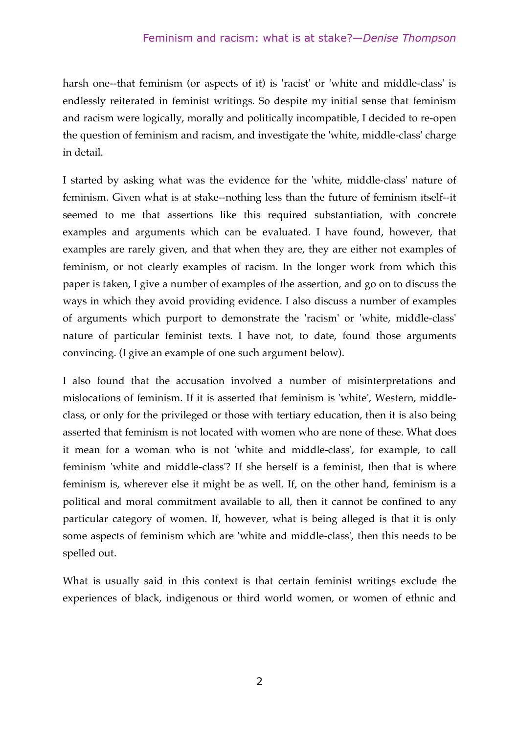harsh one--that feminism (or aspects of it) is 'racist' or 'white and middle-class' is endlessly reiterated in feminist writings. So despite my initial sense that feminism and racism were logically, morally and politically incompatible, I decided to re-open the question of feminism and racism, and investigate the 'white, middle-class' charge in detail.

I started by asking what was the evidence for the 'white, middle-class' nature of feminism. Given what is at stake--nothing less than the future of feminism itself--it seemed to me that assertions like this required substantiation, with concrete examples and arguments which can be evaluated. I have found, however, that examples are rarely given, and that when they are, they are either not examples of feminism, or not clearly examples of racism. In the longer work from which this paper is taken, I give a number of examples of the assertion, and go on to discuss the ways in which they avoid providing evidence. I also discuss a number of examples of arguments which purport to demonstrate the 'racism' or 'white, middle-class' nature of particular feminist texts. I have not, to date, found those arguments convincing. (I give an example of one such argument below).

I also found that the accusation involved a number of misinterpretations and mislocations of feminism. If it is asserted that feminism is 'white', Western, middle-class, or only for the privileged or those with tertiary education, then it is also being asserted that feminism is not located with women who are none of these. What does it mean for a woman who is not 'white and middle-class', for example, to call feminism 'white and middle-class'? If she herself is a feminist, then that is where feminism is, wherever else it might be as well. If, on the other hand, feminism is a political and moral commitment available to all, then it cannot be confined to any particular category of women. If, however, what is being alleged is that it is only some aspects of feminism which are 'white and middle-class', then this needs to be spelled out.

What is usually said in this context is that certain feminist writings exclude the experiences of black, indigenous or third world women, or women of ethnic and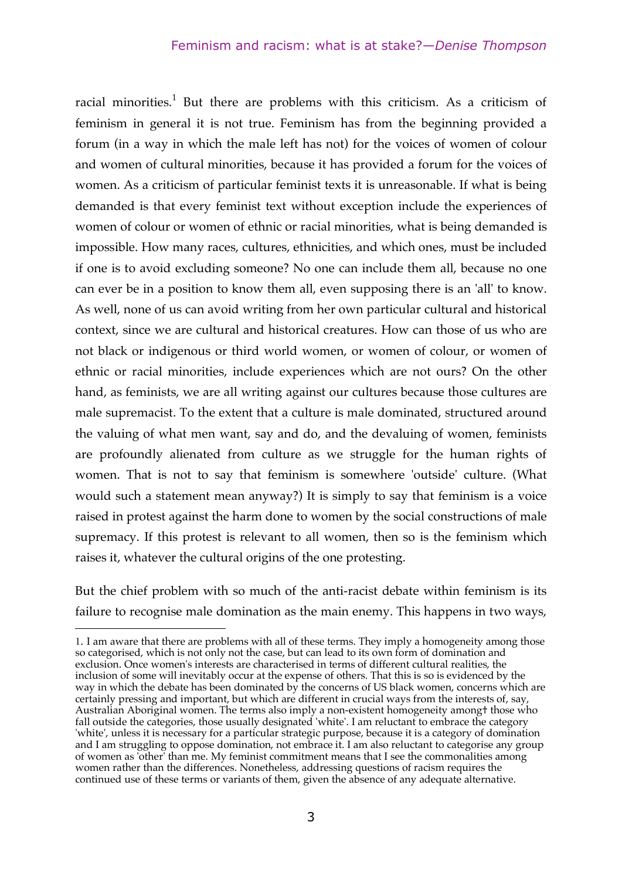racial minorities.[1] But there are problems with this criticism. As a criticism of feminism in general it is not true. Feminism has from the beginning provided a forum (in a way in which the male left has not) for the voices of women of colour and women of cultural minorities, because it has provided a forum for the voices of women. As a criticism of particular feminist texts it is unreasonable. If what is being demanded is that every feminist text without exception include the experiences of women of colour or women of ethnic or racial minorities, what is being demanded is impossible. How many races, cultures, ethnicities, and which ones, must be included if one is to avoid excluding someone? No one can include them all, because no one can ever be in a position to know them all, even supposing there is an 'all' to know. As well, none of us can avoid writing from her own particular cultural and historical context, since we are cultural and historical creatures. How can those of us who are not black or indigenous or third world women, or women of colour, or women of ethnic or racial minorities, include experiences which are not ours? On the other hand, as feminists, we are all writing against our cultures because those cultures are male supremacist. To the extent that a culture is male dominated, structured around the valuing of what men want, say and do, and the devaluing of women, feminists are profoundly alienated from culture as we struggle for the human rights of women. That is not to say that feminism is somewhere 'outside' culture. (What would such a statement mean anyway?) It is simply to say that feminism is a voice raised in protest against the harm done to women by the social constructions of male supremacy. If this protest is relevant to all women, then so is the feminism which raises it, whatever the cultural origins of the one protesting.

But the chief problem with so much of the anti-racist debate within feminism is its failure to recognise male domination as the main enemy. This happens in two ways,

1. I am aware that there are problems with all of these terms. They imply a homogeneity among those so categorised, which is not only not the case, but can lead to its own form of domination and exclusion. Once women's interests are characterised in terms of different cultural realities, the inclusion of some will inevitably occur at the expense of others. That this is so is evidenced by the way in which the debate has been dominated by the concerns of US black women, concerns which are certainly pressing and important, but which are different in crucial ways from the interests of, say, Australian Aboriginal women. The terms also imply a non-existent homogeneity among† those who fall outside the categories, those usually designated 'white'. I am reluctant to embrace the category 'white', unless it is necessary for a particular strategic purpose, because it is a category of domination and I am struggling to oppose domination, not embrace it. I am also reluctant to categorise any group of women as 'other' than me. My feminist commitment means that I see the commonalities among women rather than the differences. Nonetheless, addressing questions of racism requires the continued use of these terms or variants of them, given the absence of any adequate alternative.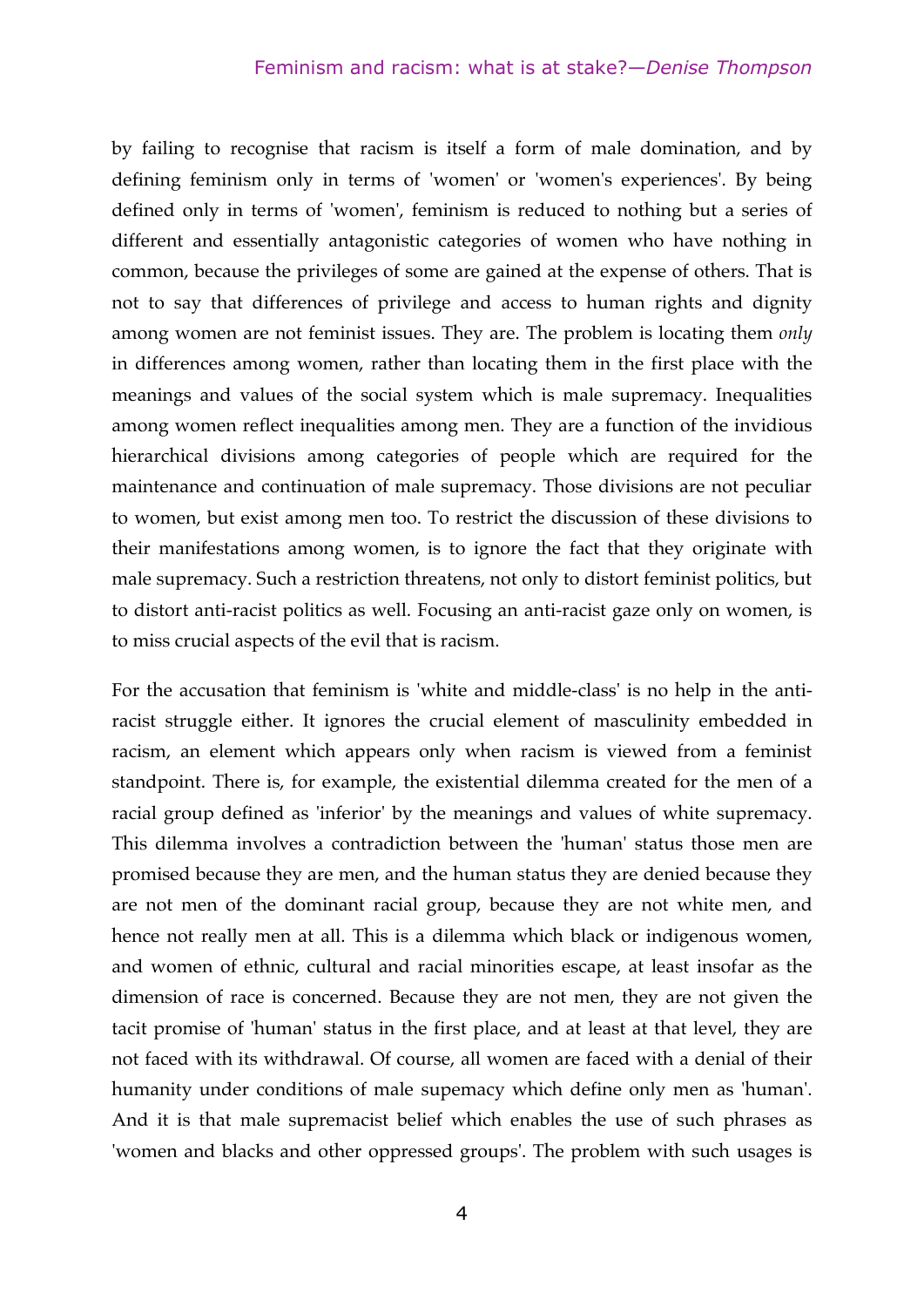by failing to recognise that racism is itself a form of male domination, and by defining feminism only in terms of 'women' or 'women's experiences'. By being defined only in terms of 'women', feminism is reduced to nothing but a series of different and essentially antagonistic categories of women who have nothing in common, because the privileges of some are gained at the expense of others. That is not to say that differences of privilege and access to human rights and dignity among women are not feminist issues. They are. The problem is locating them *only* in differences among women, rather than locating them in the first place with the meanings and values of the social system which is male supremacy. Inequalities among women reflect inequalities among men. They are a function of the invidious hierarchical divisions among categories of people which are required for the maintenance and continuation of male supremacy. Those divisions are not peculiar to women, but exist among men too. To restrict the discussion of these divisions to their manifestations among women, is to ignore the fact that they originate with male supremacy. Such a restriction threatens, not only to distort feminist politics, but to distort anti-racist politics as well. Focusing an anti-racist gaze only on women, is to miss crucial aspects of the evil that is racism.

For the accusation that feminism is 'white and middle-class' is no help in the anti-racist struggle either. It ignores the crucial element of masculinity embedded in racism, an element which appears only when racism is viewed from a feminist standpoint. There is, for example, the existential dilemma created for the men of a racial group defined as 'inferior' by the meanings and values of white supremacy. This dilemma involves a contradiction between the 'human' status those men are promised because they are men, and the human status they are denied because they are not men of the dominant racial group, because they are not white men, and hence not really men at all. This is a dilemma which black or indigenous women, and women of ethnic, cultural and racial minorities escape, at least insofar as the dimension of race is concerned. Because they are not men, they are not given the tacit promise of 'human' status in the first place, and at least at that level, they are not faced with its withdrawal. Of course, all women are faced with a denial of their humanity under conditions of male supemacy which define only men as 'human'. And it is that male supremacist belief which enables the use of such phrases as 'women and blacks and other oppressed groups'. The problem with such usages is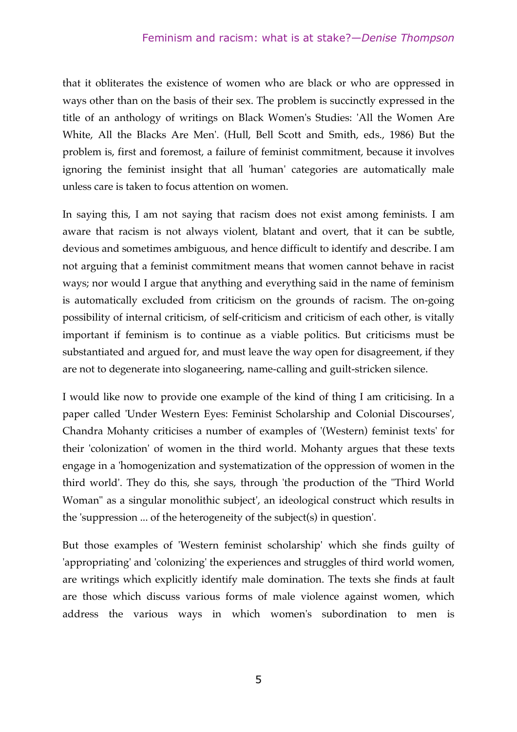that it obliterates the existence of women who are black or who are oppressed in ways other than on the basis of their sex. The problem is succinctly expressed in the title of an anthology of writings on Black Women's Studies: 'All the Women Are White, All the Blacks Are Men'. (Hull, Bell Scott and Smith, eds., 1986) But the problem is, first and foremost, a failure of feminist commitment, because it involves ignoring the feminist insight that all 'human' categories are automatically male unless care is taken to focus attention on women.

In saying this, I am not saying that racism does not exist among feminists. I am aware that racism is not always violent, blatant and overt, that it can be subtle, devious and sometimes ambiguous, and hence difficult to identify and describe. I am not arguing that a feminist commitment means that women cannot behave in racist ways; nor would I argue that anything and everything said in the name of feminism is automatically excluded from criticism on the grounds of racism. The on-going possibility of internal criticism, of self-criticism and criticism of each other, is vitally important if feminism is to continue as a viable politics. But criticisms must be substantiated and argued for, and must leave the way open for disagreement, if they are not to degenerate into sloganeering, name-calling and guilt-stricken silence.

I would like now to provide one example of the kind of thing I am criticising. In a paper called 'Under Western Eyes: Feminist Scholarship and Colonial Discourses', Chandra Mohanty criticises a number of examples of '(Western) feminist texts' for their 'colonization' of women in the third world. Mohanty argues that these texts engage in a 'homogenization and systematization of the oppression of women in the third world'. They do this, she says, through 'the production of the "Third World Woman" as a singular monolithic subject', an ideological construct which results in the 'suppression ... of the heterogeneity of the subject(s) in question'.

But those examples of 'Western feminist scholarship' which she finds guilty of 'appropriating' and 'colonizing' the experiences and struggles of third world women, are writings which explicitly identify male domination. The texts she finds at fault are those which discuss various forms of male violence against women, which address the various ways in which women's subordination to men is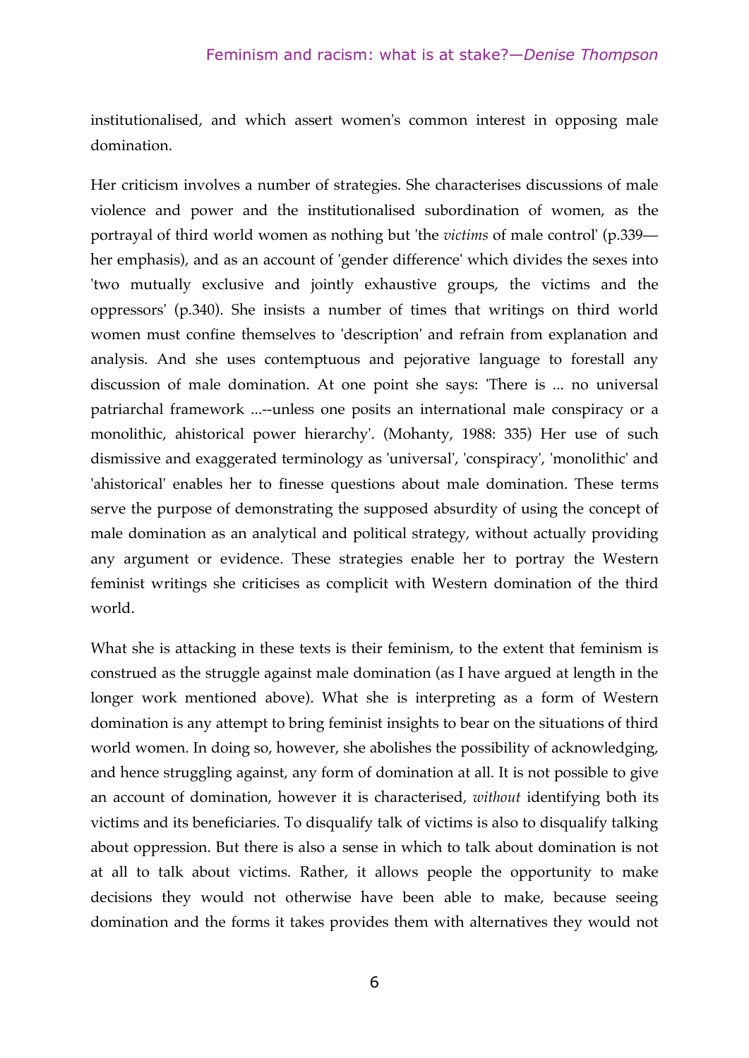institutionalised, and which assert women's common interest in opposing male domination.

Her criticism involves a number of strategies. She characterises discussions of male violence and power and the institutionalised subordination of women, as the portrayal of third world women as nothing but 'the *victims* of male control' (p.339—her emphasis), and as an account of 'gender difference' which divides the sexes into 'two mutually exclusive and jointly exhaustive groups, the victims and the oppressors' (p.340). She insists a number of times that writings on third world women must confine themselves to 'description' and refrain from explanation and analysis. And she uses contemptuous and pejorative language to forestall any discussion of male domination. At one point she says: 'There is ... no universal patriarchal framework ...--unless one posits an international male conspiracy or a monolithic, ahistorical power hierarchy'. (Mohanty, 1988: 335) Her use of such dismissive and exaggerated terminology as 'universal', 'conspiracy', 'monolithic' and 'ahistorical' enables her to finesse questions about male domination. These terms serve the purpose of demonstrating the supposed absurdity of using the concept of male domination as an analytical and political strategy, without actually providing any argument or evidence. These strategies enable her to portray the Western feminist writings she criticises as complicit with Western domination of the third world.

What she is attacking in these texts is their feminism, to the extent that feminism is construed as the struggle against male domination (as I have argued at length in the longer work mentioned above). What she is interpreting as a form of Western domination is any attempt to bring feminist insights to bear on the situations of third world women. In doing so, however, she abolishes the possibility of acknowledging, and hence struggling against, any form of domination at all. It is not possible to give an account of domination, however it is characterised, *without* identifying both its victims and its beneficiaries. To disqualify talk of victims is also to disqualify talking about oppression. But there is also a sense in which to talk about domination is not at all to talk about victims. Rather, it allows people the opportunity to make decisions they would not otherwise have been able to make, because seeing domination and the forms it takes provides them with alternatives they would not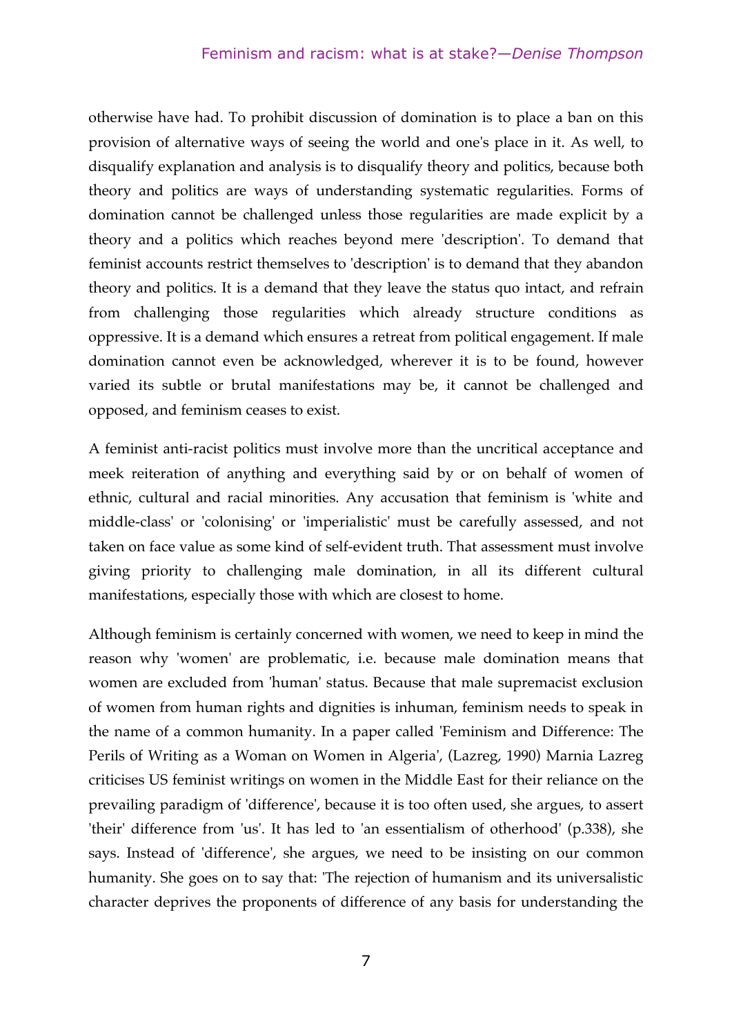otherwise have had. To prohibit discussion of domination is to place a ban on this provision of alternative ways of seeing the world and one's place in it. As well, to disqualify explanation and analysis is to disqualify theory and politics, because both theory and politics are ways of understanding systematic regularities. Forms of domination cannot be challenged unless those regularities are made explicit by a theory and a politics which reaches beyond mere 'description'. To demand that feminist accounts restrict themselves to 'description' is to demand that they abandon theory and politics. It is a demand that they leave the status quo intact, and refrain from challenging those regularities which already structure conditions as oppressive. It is a demand which ensures a retreat from political engagement. If male domination cannot even be acknowledged, wherever it is to be found, however varied its subtle or brutal manifestations may be, it cannot be challenged and opposed, and feminism ceases to exist.

A feminist anti-racist politics must involve more than the uncritical acceptance and meek reiteration of anything and everything said by or on behalf of women of ethnic, cultural and racial minorities. Any accusation that feminism is 'white and middle-class' or 'colonising' or 'imperialistic' must be carefully assessed, and not taken on face value as some kind of self-evident truth. That assessment must involve giving priority to challenging male domination, in all its different cultural manifestations, especially those with which are closest to home.

Although feminism is certainly concerned with women, we need to keep in mind the reason why 'women' are problematic, i.e. because male domination means that women are excluded from 'human' status. Because that male supremacist exclusion of women from human rights and dignities is inhuman, feminism needs to speak in the name of a common humanity. In a paper called 'Feminism and Difference: The Perils of Writing as a Woman on Women in Algeria', (Lazreg, 1990) Marnia Lazreg criticises US feminist writings on women in the Middle East for their reliance on the prevailing paradigm of 'difference', because it is too often used, she argues, to assert 'their' difference from 'us'. It has led to 'an essentialism of otherhood' (p.338), she says. Instead of 'difference', she argues, we need to be insisting on our common humanity. She goes on to say that: 'The rejection of humanism and its universalistic character deprives the proponents of difference of any basis for understanding the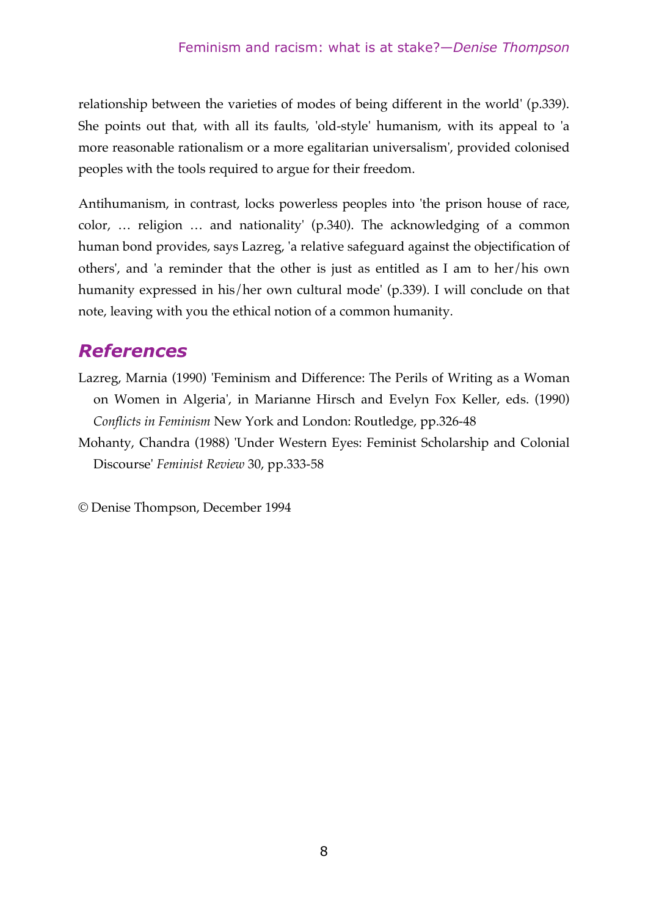relationship between the varieties of modes of being different in the world' (p.339). She points out that, with all its faults, 'old-style' humanism, with its appeal to 'a more reasonable rationalism or a more egalitarian universalism', provided colonised peoples with the tools required to argue for their freedom.

Antihumanism, in contrast, locks powerless peoples into 'the prison house of race, color, … religion … and nationality' (p.340). The acknowledging of a common human bond provides, says Lazreg, 'a relative safeguard against the objectification of others', and 'a reminder that the other is just as entitled as I am to her/his own humanity expressed in his/her own cultural mode' (p.339). I will conclude on that note, leaving with you the ethical notion of a common humanity.

## *References*

Lazreg, Marnia (1990) 'Feminism and Difference: The Perils of Writing as a Woman on Women in Algeria', in Marianne Hirsch and Evelyn Fox Keller, eds. (1990) *Conflicts in Feminism* New York and London: Routledge, pp.326-48

Mohanty, Chandra (1988) 'Under Western Eyes: Feminist Scholarship and Colonial Discourse' *Feminist Review* 30, pp.333-58

© Denise Thompson, December 1994